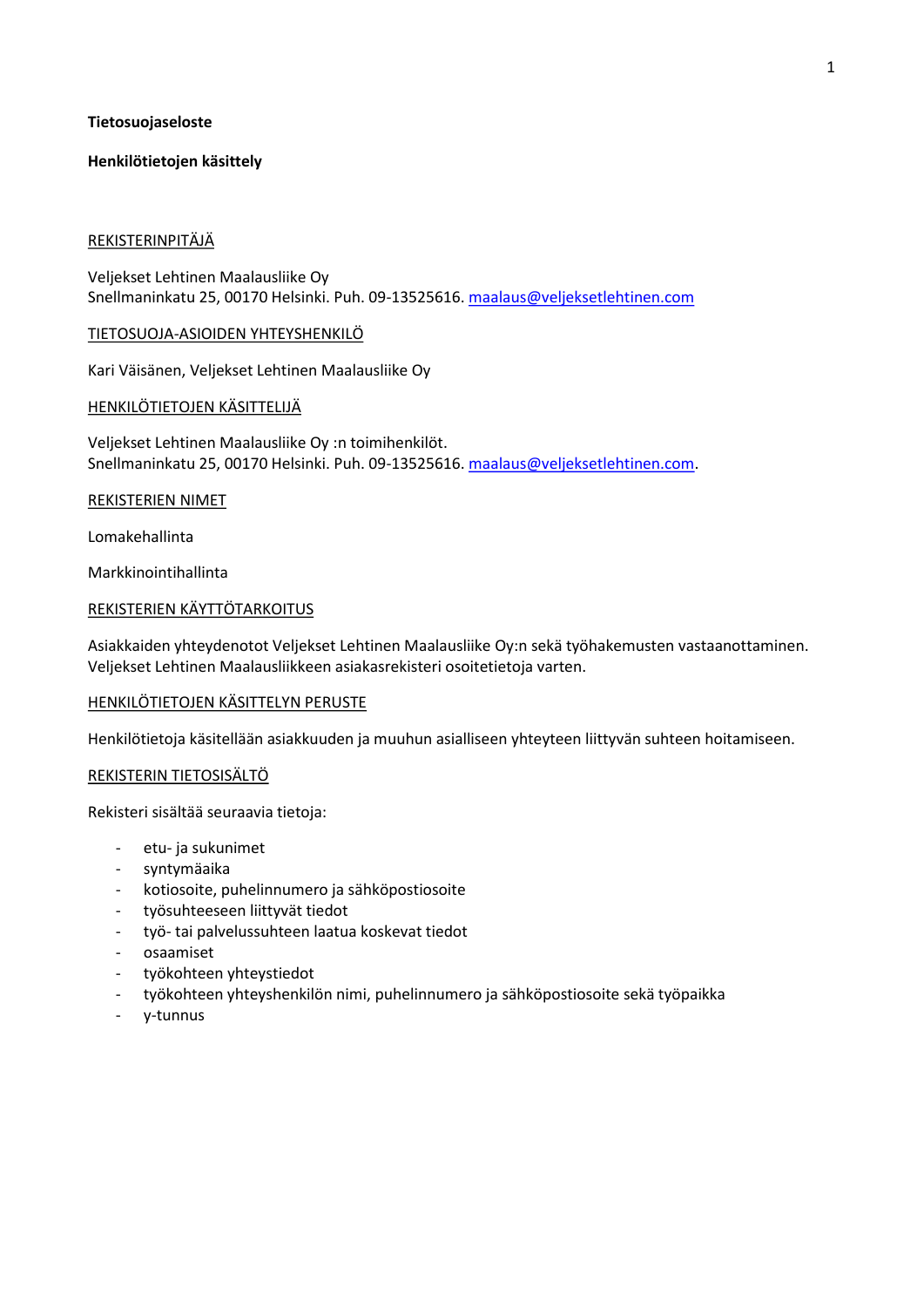**Tietosuojaseloste**

**Henkilötietojen käsittely**

## REKISTERINPITÄJÄ

Veljekset Lehtinen Maalausliike Oy
Snellmaninkatu 25, 00170 Helsinki. Puh. 09-13525616. maalaus@veljeksetlehtinen.com

## TIETOSUOJA-ASIOIDEN YHTEYSHENKILÖ

Kari Väisänen, Veljekset Lehtinen Maalausliike Oy

## HENKILÖTIETOJEN KÄSITTELIJÄ

Veljekset Lehtinen Maalausliike Oy :n toimihenkilöt.
Snellmaninkatu 25, 00170 Helsinki. Puh. 09-13525616. maalaus@veljeksetlehtinen.com.

## REKISTERIEN NIMET

Lomakehallinta

Markkinointihallinta

## REKISTERIEN KÄYTTÖTARKOITUS

Asiakkaiden yhteydenotot Veljekset Lehtinen Maalausliike Oy:n sekä työhakemusten vastaanottaminen.
Veljekset Lehtinen Maalausliikkeen asiakasrekisteri osoitetietoja varten.

## HENKILÖTIETOJEN KÄSITTELYN PERUSTE

Henkilötietoja käsitellään asiakkuuden ja muuhun asialliseen yhteyteen liittyvän suhteen hoitamiseen.

## REKISTERIN TIETOSISÄLTÖ

Rekisteri sisältää seuraavia tietoja:

- etu- ja sukunimet
- syntymäaika
- kotiosoite, puhelinnumero ja sähköpostiosoite
- työsuhteeseen liittyvät tiedot
- työ- tai palvelussuhteen laatua koskevat tiedot
- osaamiset
- työkohteen yhteystiedot
- työkohteen yhteyshenkilön nimi, puhelinnumero ja sähköpostiosoite sekä työpaikka
- y-tunnus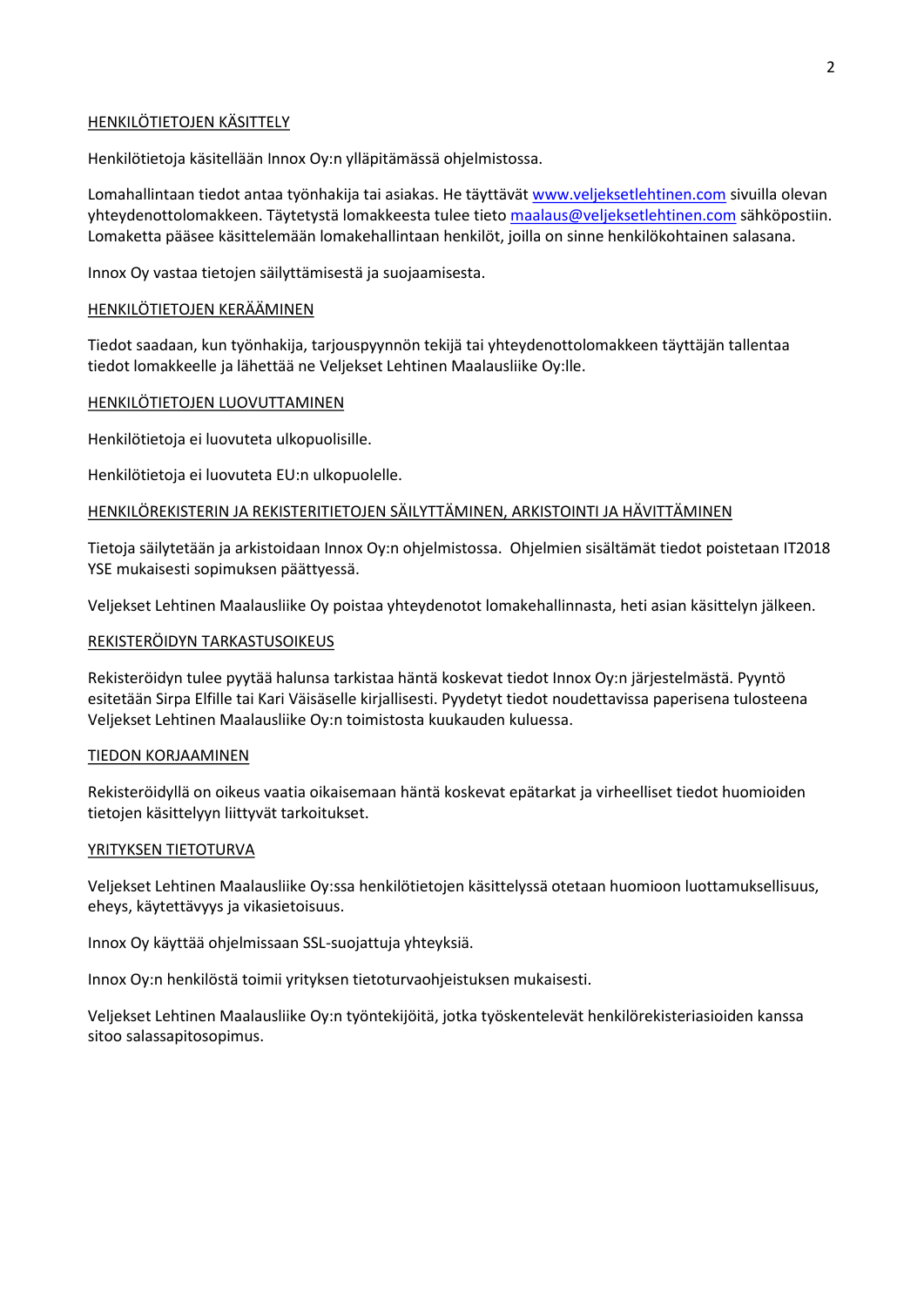## HENKILÖTIETOJEN KÄSITTELY

Henkilötietoja käsitellään Innox Oy:n ylläpitämässä ohjelmistossa.

Lomahallintaan tiedot antaa työnhakija tai asiakas. He täyttävät www.veljeksetlehtinen.com sivuilla olevan yhteydenottolomakkeen. Täytetystä lomakkeesta tulee tieto maalaus@veljeksetlehtinen.com sähköpostiin. Lomaketta pääsee käsittelemään lomakehallintaan henkilöt, joilla on sinne henkilökohtainen salasana.

Innox Oy vastaa tietojen säilyttämisestä ja suojaamisesta.

## HENKILÖTIETOJEN KERÄÄMINEN

Tiedot saadaan, kun työnhakija, tarjouspyynnön tekijä tai yhteydenottolomakkeen täyttäjän tallentaa tiedot lomakkeelle ja lähettää ne Veljekset Lehtinen Maalausliike Oy:lle.

## HENKILÖTIETOJEN LUOVUTTAMINEN

Henkilötietoja ei luovuteta ulkopuolisille.

Henkilötietoja ei luovuteta EU:n ulkopuolelle.

## HENKILÖREKISTERIN JA REKISTERITIETOJEN SÄILYTTÄMINEN, ARKISTOINTI JA HÄVITTÄMINEN

Tietoja säilytetään ja arkistoidaan Innox Oy:n ohjelmistossa. Ohjelmien sisältämät tiedot poistetaan IT2018 YSE mukaisesti sopimuksen päättyessä.

Veljekset Lehtinen Maalausliike Oy poistaa yhteydenotot lomakehallinnasta, heti asian käsittelyn jälkeen.

## REKISTERÖIDYN TARKASTUSOIKEUS

Rekisteröidyn tulee pyytää halunsa tarkistaa häntä koskevat tiedot Innox Oy:n järjestelmästä. Pyyntö esitetään Sirpa Elfille tai Kari Väisäselle kirjallisesti. Pyydetyt tiedot noudettavissa paperisena tulosteena Veljekset Lehtinen Maalausliike Oy:n toimistosta kuukauden kuluessa.

## TIEDON KORJAAMINEN

Rekisteröidyllä on oikeus vaatia oikaisemaan häntä koskevat epätarkat ja virheelliset tiedot huomioiden tietojen käsittelyyn liittyvät tarkoitukset.

## YRITYKSEN TIETOTURVA

Veljekset Lehtinen Maalausliike Oy:ssa henkilötietojen käsittelyssä otetaan huomioon luottamuksellisuus, eheys, käytettävyys ja vikasietoisuus.

Innox Oy käyttää ohjelmissaan SSL-suojattuja yhteyksiä.

Innox Oy:n henkilöstä toimii yrityksen tietoturvaohjeistuksen mukaisesti.

Veljekset Lehtinen Maalausliike Oy:n työntekijöitä, jotka työskentelevät henkilörekisteriasioiden kanssa sitoo salassapitosopimus.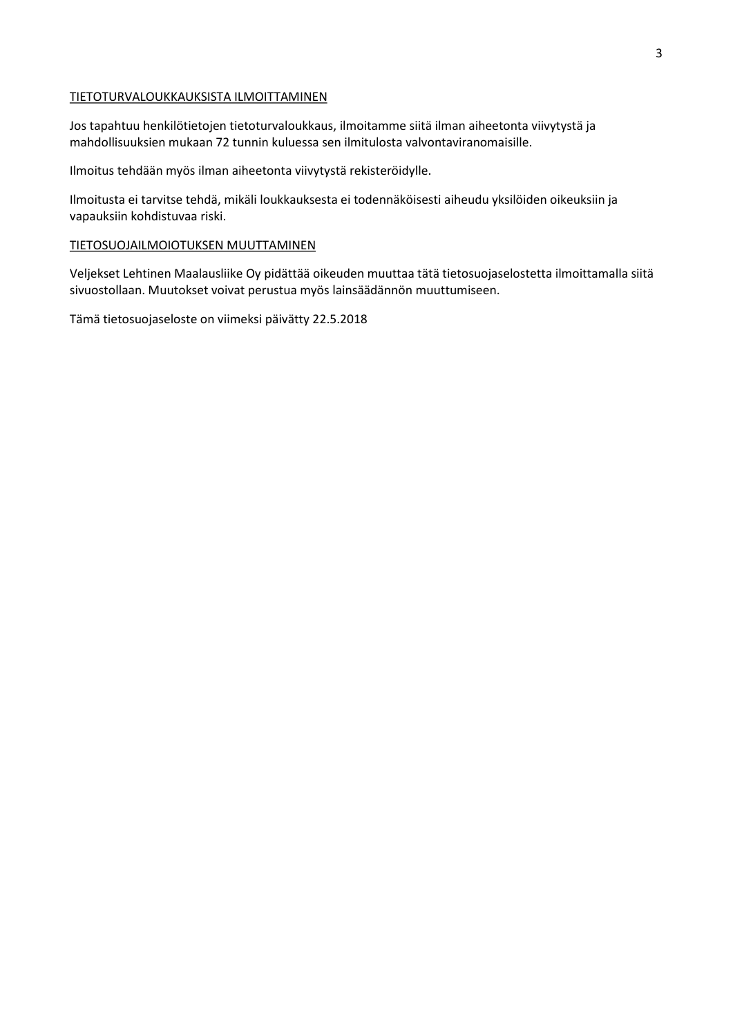TIETOTURVALOUKKAUKSISTA ILMOITTAMINEN

Jos tapahtuu henkilötietojen tietoturvaloukkaus, ilmoitamme siitä ilman aiheetonta viivytystä ja mahdollisuuksien mukaan 72 tunnin kuluessa sen ilmitulosta valvontaviranomaisille.

Ilmoitus tehdään myös ilman aiheetonta viivytystä rekisteröidylle.

Ilmoitusta ei tarvitse tehdä, mikäli loukkauksesta ei todennäköisesti aiheudu yksilöiden oikeuksiin ja vapauksiin kohdistuvaa riski.

TIETOSUOJAILMOIOTUKSEN MUUTTAMINEN

Veljekset Lehtinen Maalausliike Oy pidättää oikeuden muuttaa tätä tietosuojaselostetta ilmoittamalla siitä sivuostollaan. Muutokset voivat perustua myös lainsäädännön muuttumiseen.

Tämä tietosuojaseloste on viimeksi päivätty 22.5.2018